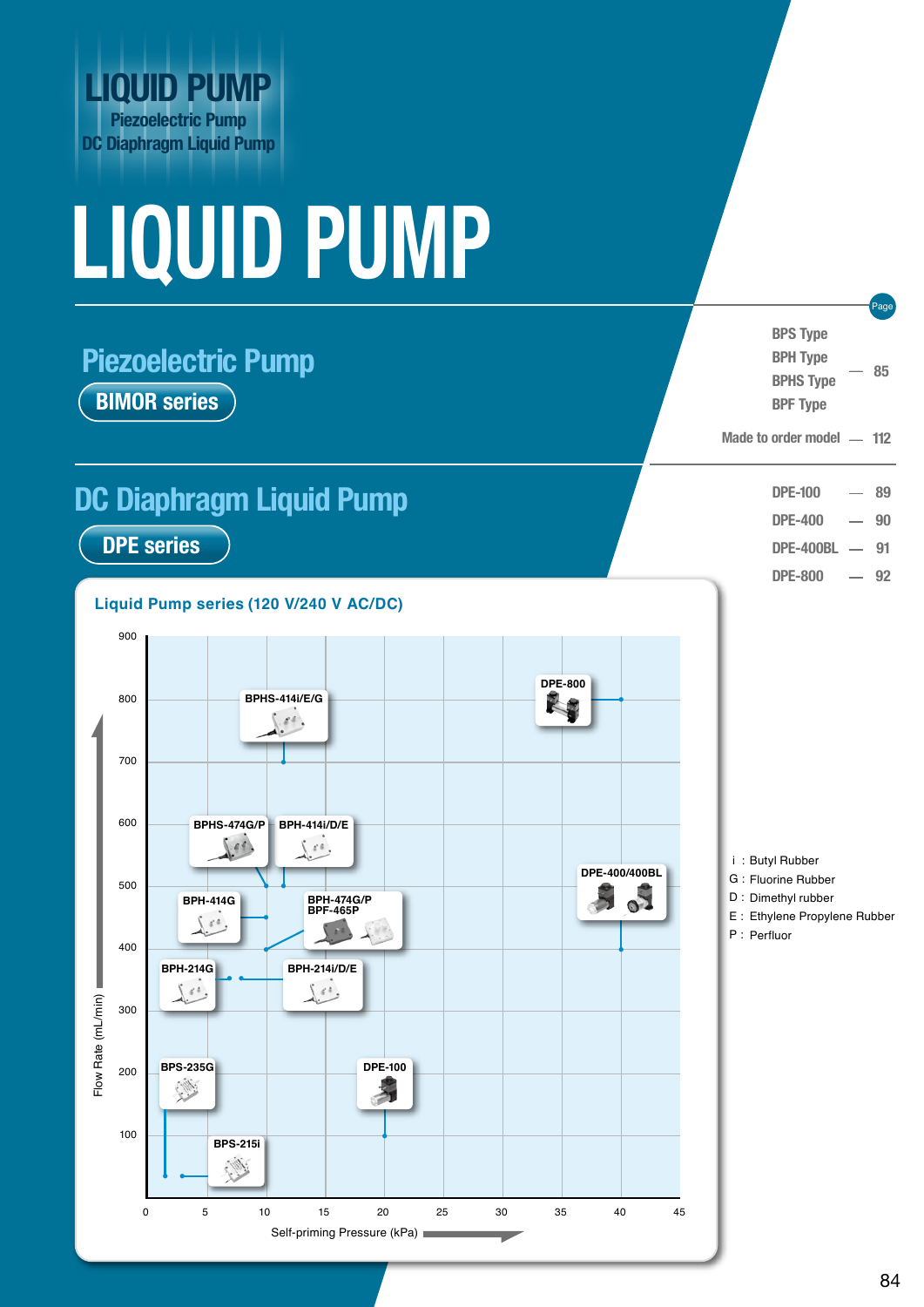# LIQUID PUMP

Piezoelectric Pump
DC Diaphragm Liquid Pump

# LIQUID PUMP

## Piezoelectric Pump

**BIMOR series**

| | Page |
|---|---|
| BPS Type<br>BPH Type<br>BPHS Type<br>BPF Type | 85 |
| Made to order model | 112 |

## DC Diaphragm Liquid Pump

**DPE series**

| | Page |
|---|---|
| DPE-100 | 89 |
| DPE-400 | 90 |
| DPE-400BL | 91 |
| DPE-800 | 92 |

### Liquid Pump series (120 V/240 V AC/DC)

Chart: Flow Rate (mL/min) vs. Self-priming Pressure (kPa)

Models shown: BPHS-414i/E/G, DPE-800, BPHS-474G/P, BPH-414i/D/E, DPE-400/400BL, BPH-414G, BPH-474G/P, BPF-465P, BPH-214G, BPH-214i/D/E, BPS-235G, DPE-100, BPS-215i

i : Butyl Rubber
G : Fluorine Rubber
D : Dimethyl rubber
E : Ethylene Propylene Rubber
P : Perfluor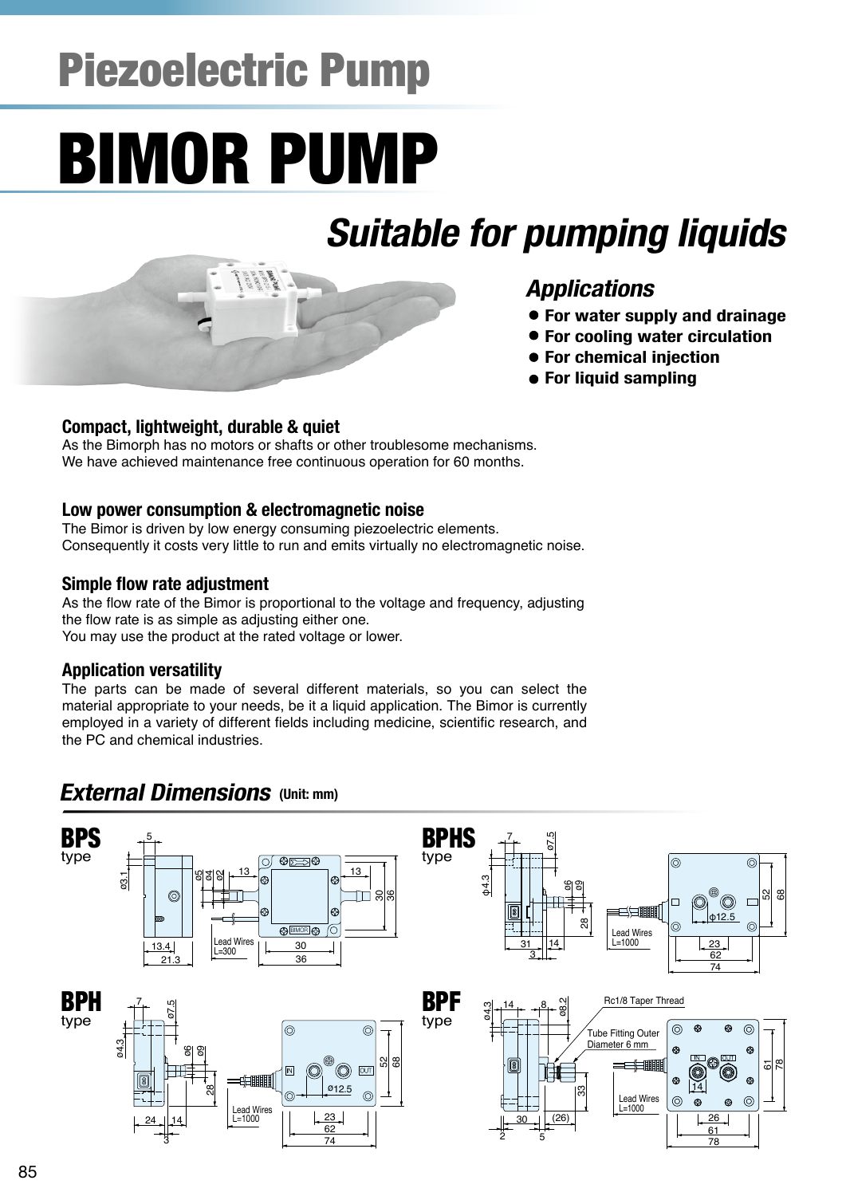# Piezoelectric Pump

# BIMOR PUMP

## *Suitable for pumping liquids*

### *Applications*

- For water supply and drainage
- For cooling water circulation
- For chemical injection
- For liquid sampling

### Compact, lightweight, durable & quiet

As the Bimorph has no motors or shafts or other troublesome mechanisms.
We have achieved maintenance free continuous operation for 60 months.

### Low power consumption & electromagnetic noise

The Bimor is driven by low energy consuming piezoelectric elements.
Consequently it costs very little to run and emits virtually no electromagnetic noise.

### Simple flow rate adjustment

As the flow rate of the Bimor is proportional to the voltage and frequency, adjusting the flow rate is as simple as adjusting either one.
You may use the product at the rated voltage or lower.

### Application versatility

The parts can be made of several different materials, so you can select the material appropriate to your needs, be it a liquid application. The Bimor is currently employed in a variety of different fields including medicine, scientific research, and the PC and chemical industries.

## *External Dimensions* (Unit: mm)

**BPS** type

**BPHS** type

**BPH** type

**BPF** type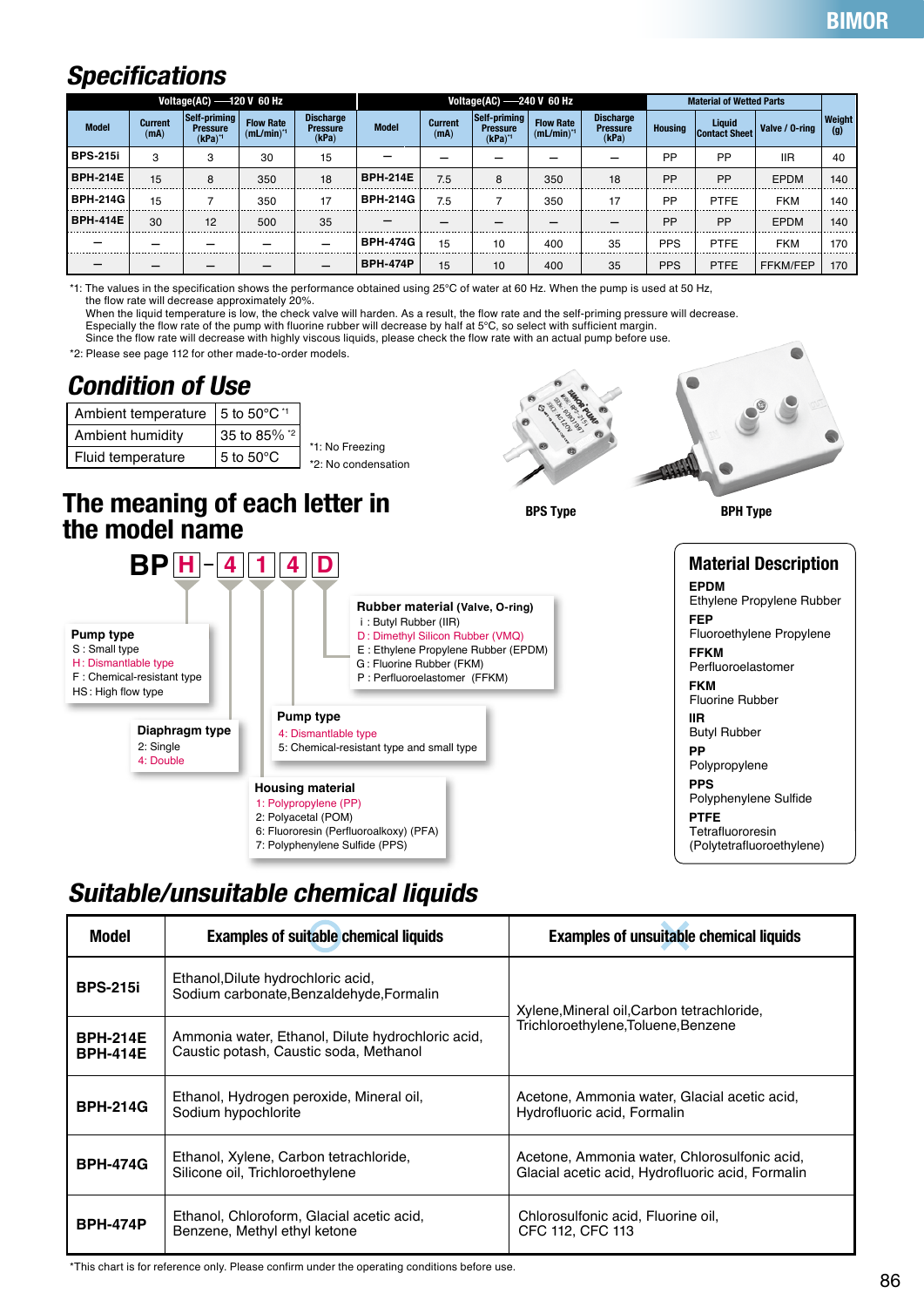## Specifications

| Voltage(AC) —120 V 60 Hz | | | | | Voltage(AC) —240 V 60 Hz | | | | | Material of Wetted Parts | | | |
|---|---|---|---|---|---|---|---|---|---|---|---|---|---|
| Model | Current (mA) | Self-priming Pressure (kPa)*1 | Flow Rate (mL/min)*1 | Discharge Pressure (kPa) | Model | Current (mA) | Self-priming Pressure (kPa)*1 | Flow Rate (mL/min)*1 | Discharge Pressure (kPa) | Housing | Liquid Contact Sheet | Valve / O-ring | Weight (g) |
| BPS-215i | 3 | 3 | 30 | 15 | – | – | – | – | – | PP | PP | IIR | 40 |
| BPH-214E | 15 | 8 | 350 | 18 | BPH-214E | 7.5 | 8 | 350 | 18 | PP | PP | EPDM | 140 |
| BPH-214G | 15 | 7 | 350 | 17 | BPH-214G | 7.5 | 7 | 350 | 17 | PP | PTFE | FKM | 140 |
| BPH-414E | 30 | 12 | 500 | 35 | – | – | – | – | – | PP | PP | EPDM | 140 |
| – | – | – | – | – | BPH-474G | 15 | 10 | 400 | 35 | PPS | PTFE | FKM | 170 |
| – | – | – | – | – | BPH-474P | 15 | 10 | 400 | 35 | PPS | PTFE | FFKM/FEP | 170 |

*1: The values in the specification shows the performance obtained using 25°C of water at 60 Hz. When the pump is used at 50 Hz, the flow rate will decrease approximately 20%.
When the liquid temperature is low, the check valve will harden. As a result, the flow rate and the self-priming pressure will decrease.
Especially the flow rate of the pump with fluorine rubber will decrease by half at 5°C, so select with sufficient margin.
Since the flow rate will decrease with highly viscous liquids, please check the flow rate with an actual pump before use.
*2: Please see page 112 for other made-to-order models.

## Condition of Use

| | |
|---|---|
| Ambient temperature | 5 to 50°C *1 |
| Ambient humidity | 35 to 85% *2 |
| Fluid temperature | 5 to 50°C |

*1: No Freezing
*2: No condensation

BPS Type

BPH Type

## The meaning of each letter in the model name

**BP H – 4 1 4 D**

**Pump type**
- S : Small type
- H : Dismantlable type
- F : Chemical-resistant type
- HS : High flow type

**Diaphragm type**
- 2: Single
- 4: Double

**Housing material**
- 1: Polypropylene (PP)
- 2: Polyacetal (POM)
- 6: Fluororesin (Perfluoroalkoxy) (PFA)
- 7: Polyphenylene Sulfide (PPS)

**Pump type**
- 4: Dismantlable type
- 5: Chemical-resistant type and small type

**Rubber material (Valve, O-ring)**
- i : Butyl Rubber (IIR)
- D : Dimethyl Silicon Rubber (VMQ)
- E : Ethylene Propylene Rubber (EPDM)
- G : Fluorine Rubber (FKM)
- P : Perfluoroelastomer (FFKM)

## Material Description

**EPDM**
Ethylene Propylene Rubber

**FEP**
Fluoroethylene Propylene

**FFKM**
Perfluoroelastomer

**FKM**
Fluorine Rubber

**IIR**
Butyl Rubber

**PP**
Polypropylene

**PPS**
Polyphenylene Sulfide

**PTFE**
Tetrafluororesin
(Polytetrafluoroethylene)

## Suitable/unsuitable chemical liquids

| Model | Examples of suitable chemical liquids | Examples of unsuitable chemical liquids |
|---|---|---|
| BPS-215i | Ethanol,Dilute hydrochloric acid, Sodium carbonate,Benzaldehyde,Formalin | Xylene,Mineral oil,Carbon tetrachloride, Trichloroethylene,Toluene,Benzene |
| BPH-214E BPH-414E | Ammonia water, Ethanol, Dilute hydrochloric acid, Caustic potash, Caustic soda, Methanol | Xylene,Mineral oil,Carbon tetrachloride, Trichloroethylene,Toluene,Benzene |
| BPH-214G | Ethanol, Hydrogen peroxide, Mineral oil, Sodium hypochlorite | Acetone, Ammonia water, Glacial acetic acid, Hydrofluoric acid, Formalin |
| BPH-474G | Ethanol, Xylene, Carbon tetrachloride, Silicone oil, Trichloroethylene | Acetone, Ammonia water, Chlorosulfonic acid, Glacial acetic acid, Hydrofluoric acid, Formalin |
| BPH-474P | Ethanol, Chloroform, Glacial acetic acid, Benzene, Methyl ethyl ketone | Chlorosulfonic acid, Fluorine oil, CFC 112, CFC 113 |

*This chart is for reference only. Please confirm under the operating conditions before use.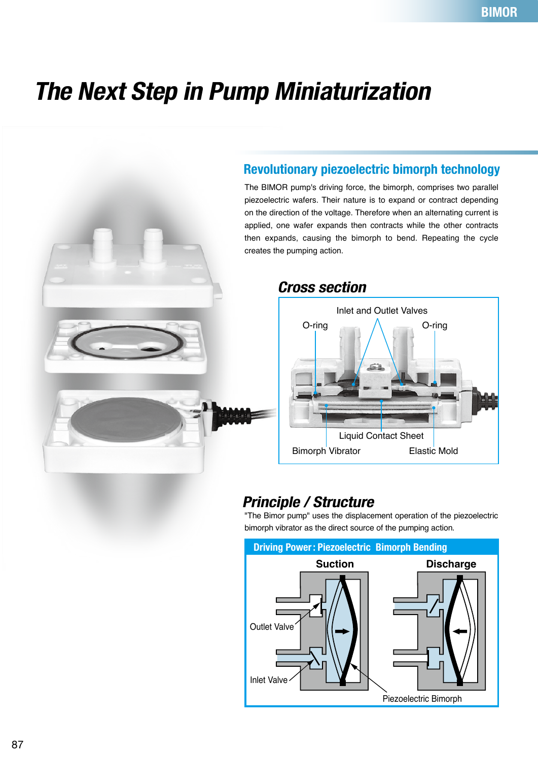# The Next Step in Pump Miniaturization

## Revolutionary piezoelectric bimorph technology

The BIMOR pump's driving force, the bimorph, comprises two parallel piezoelectric wafers. Their nature is to expand or contract depending on the direction of the voltage. Therefore when an alternating current is applied, one wafer expands then contracts while the other contracts then expands, causing the bimorph to bend. Repeating the cycle creates the pumping action.

## Cross section

Inlet and Outlet Valves
O-ring
O-ring
Liquid Contact Sheet
Bimorph Vibrator
Elastic Mold

## Principle / Structure

"The Bimor pump" uses the displacement operation of the piezoelectric bimorph vibrator as the direct source of the pumping action.

**Driving Power : Piezoelectric Bimorph Bending**

Suction
Discharge
Outlet Valve
Inlet Valve
Piezoelectric Bimorph